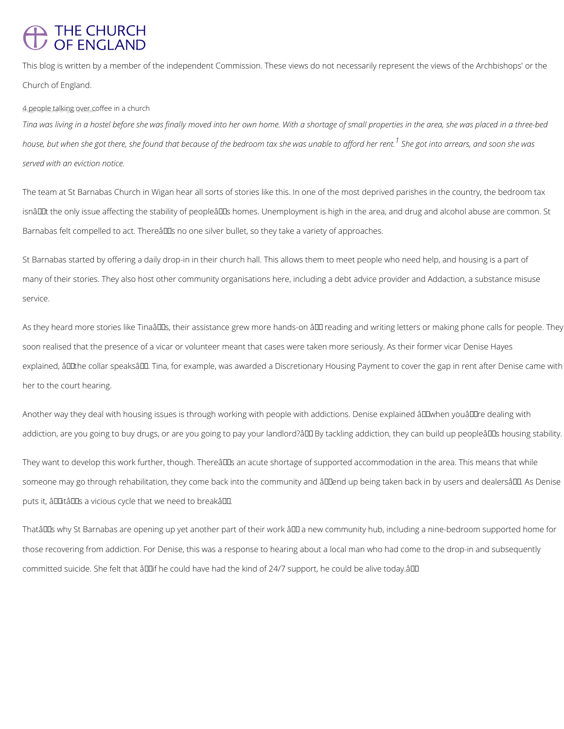# THE CHURCH OF ENGLAND

This blog is written by a member of the independent Commission. These views do not necessarily represent the views of the Archbishops' or the Church of England.

4 people talking over coffee in a church

*Tina was living in a hostel before she was finally moved into her own home. With a shortage of small properties in the area, she was placed in a three-bed house, but when she got there, she found that because of the bedroom tax she was unable to afford her rent.*[1] *She got into arrears, and soon she was served with an eviction notice.*

The team at St Barnabas Church in Wigan hear all sorts of stories like this. In one of the most deprived parishes in the country, the bedroom tax isnâ€™t the only issue affecting the stability of peopleâ€™s homes. Unemployment is high in the area, and drug and alcohol abuse are common. St Barnabas felt compelled to act. Thereâ€™s no one silver bullet, so they take a variety of approaches.

St Barnabas started by offering a daily drop-in in their church hall. This allows them to meet people who need help, and housing is a part of many of their stories. They also host other community organisations here, including a debt advice provider and Addaction, a substance misuse service.

As they heard more stories like Tinaâ€™s, their assistance grew more hands-on â€“ reading and writing letters or making phone calls for people. They soon realised that the presence of a vicar or volunteer meant that cases were taken more seriously. As their former vicar Denise Hayes explained, â€œthe collar speaksâ€. Tina, for example, was awarded a Discretionary Housing Payment to cover the gap in rent after Denise came with her to the court hearing.

Another way they deal with housing issues is through working with people with addictions. Denise explained â€œwhen youâ€™re dealing with addiction, are you going to buy drugs, or are you going to pay your landlord?â€ By tackling addiction, they can build up peopleâ€™s housing stability.

They want to develop this work further, though. Thereâ€™s an acute shortage of supported accommodation in the area. This means that while someone may go through rehabilitation, they come back into the community and â€œend up being taken back in by users and dealersâ€. As Denise puts it, â€œitâ€™s a vicious cycle that we need to breakâ€.

Thatâ€™s why St Barnabas are opening up yet another part of their work â€“ a new community hub, including a nine-bedroom supported home for those recovering from addiction. For Denise, this was a response to hearing about a local man who had come to the drop-in and subsequently committed suicide. She felt that â€œif he could have had the kind of 24/7 support, he could be alive today.â€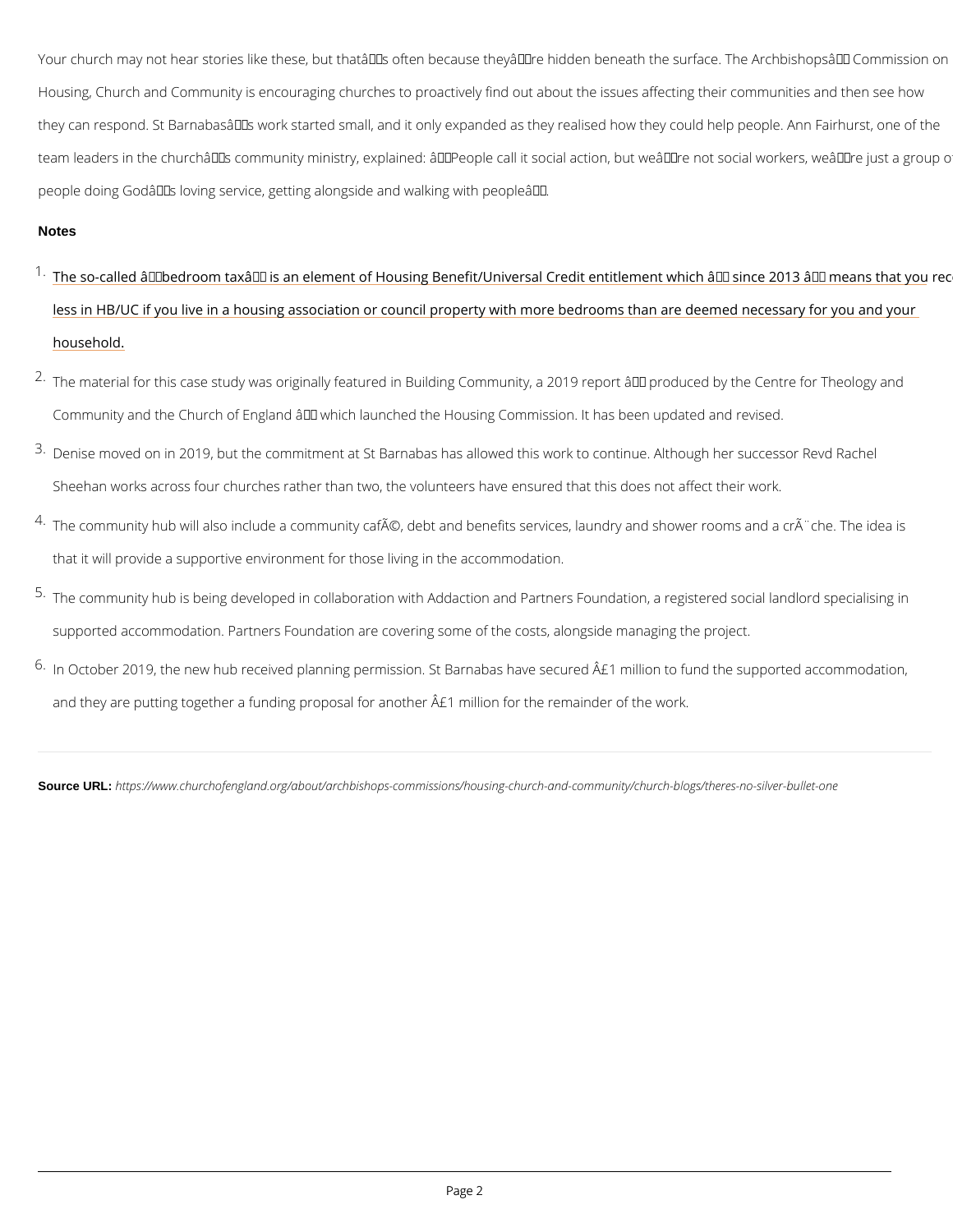Your church may not hear stories like these, but thatâ€™s often because theyâ€™re hidden beneath the surface. The Archbishopsâ€™ Commission on Housing, Church and Community is encouraging churches to proactively find out about the issues affecting their communities and then see how they can respond. St Barnabasâ€™s work started small, and it only expanded as they realised how they could help people. Ann Fairhurst, one of the team leaders in the churchâ€™s community ministry, explained: â€œPeople call it social action, but weâ€™re not social workers, weâ€™re just a group of people doing Godâ€™s loving service, getting alongside and walking with peopleâ€.

**Notes**

1. The so-called â€˜bedroom taxâ€™ is an element of Housing Benefit/Universal Credit entitlement which â€“ since 2013 â€“ means that you receive less in HB/UC if you live in a housing association or council property with more bedrooms than are deemed necessary for you and your household.
2. The material for this case study was originally featured in Building Community, a 2019 report â€“ produced by the Centre for Theology and Community and the Church of England â€“ which launched the Housing Commission. It has been updated and revised.
3. Denise moved on in 2019, but the commitment at St Barnabas has allowed this work to continue. Although her successor Revd Rachel Sheehan works across four churches rather than two, the volunteers have ensured that this does not affect their work.
4. The community hub will also include a community cafÃ©, debt and benefits services, laundry and shower rooms and a crÃ¨che. The idea is that it will provide a supportive environment for those living in the accommodation.
5. The community hub is being developed in collaboration with Addaction and Partners Foundation, a registered social landlord specialising in supported accommodation. Partners Foundation are covering some of the costs, alongside managing the project.
6. In October 2019, the new hub received planning permission. St Barnabas have secured Â£1 million to fund the supported accommodation, and they are putting together a funding proposal for another Â£1 million for the remainder of the work.

**Source URL:** *https://www.churchofengland.org/about/archbishops-commissions/housing-church-and-community/church-blogs/theres-no-silver-bullet-one*